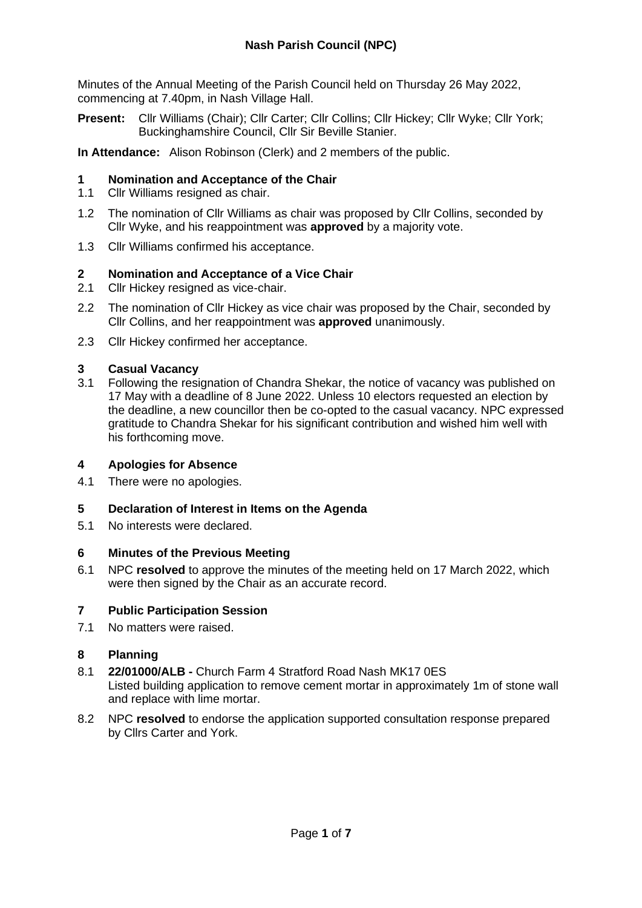# Nash Parish Council (NPC)

Minutes of the Annual Meeting of the Parish Council held on Thursday 26 May 2022, commencing at 7.40pm, in Nash Village Hall.

**Present:** Cllr Williams (Chair); Cllr Carter; Cllr Collins; Cllr Hickey; Cllr Wyke; Cllr York; Buckinghamshire Council, Cllr Sir Beville Stanier.

**In Attendance:** Alison Robinson (Clerk) and 2 members of the public.

## 1 Nomination and Acceptance of the Chair

1.1 Cllr Williams resigned as chair.

1.2 The nomination of Cllr Williams as chair was proposed by Cllr Collins, seconded by Cllr Wyke, and his reappointment was **approved** by a majority vote.

1.3 Cllr Williams confirmed his acceptance.

## 2 Nomination and Acceptance of a Vice Chair

2.1 Cllr Hickey resigned as vice-chair.

2.2 The nomination of Cllr Hickey as vice chair was proposed by the Chair, seconded by Cllr Collins, and her reappointment was **approved** unanimously.

2.3 Cllr Hickey confirmed her acceptance.

## 3 Casual Vacancy

3.1 Following the resignation of Chandra Shekar, the notice of vacancy was published on 17 May with a deadline of 8 June 2022. Unless 10 electors requested an election by the deadline, a new councillor then be co-opted to the casual vacancy. NPC expressed gratitude to Chandra Shekar for his significant contribution and wished him well with his forthcoming move.

## 4 Apologies for Absence

4.1 There were no apologies.

## 5 Declaration of Interest in Items on the Agenda

5.1 No interests were declared.

## 6 Minutes of the Previous Meeting

6.1 NPC **resolved** to approve the minutes of the meeting held on 17 March 2022, which were then signed by the Chair as an accurate record.

## 7 Public Participation Session

7.1 No matters were raised.

## 8 Planning

8.1 **22/01000/ALB -** Church Farm 4 Stratford Road Nash MK17 0ES
Listed building application to remove cement mortar in approximately 1m of stone wall and replace with lime mortar.

8.2 NPC **resolved** to endorse the application supported consultation response prepared by Cllrs Carter and York.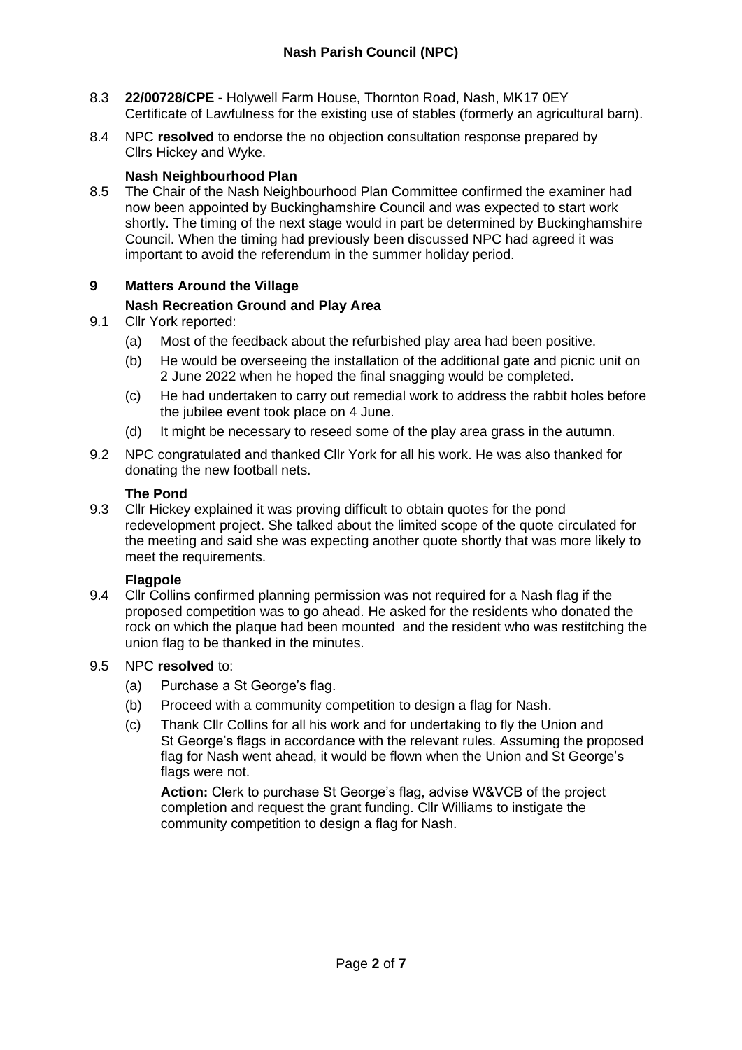8.3 **22/00728/CPE -** Holywell Farm House, Thornton Road, Nash, MK17 0EY
Certificate of Lawfulness for the existing use of stables (formerly an agricultural barn).

8.4 NPC **resolved** to endorse the no objection consultation response prepared by Cllrs Hickey and Wyke.

**Nash Neighbourhood Plan**

8.5 The Chair of the Nash Neighbourhood Plan Committee confirmed the examiner had now been appointed by Buckinghamshire Council and was expected to start work shortly. The timing of the next stage would in part be determined by Buckinghamshire Council. When the timing had previously been discussed NPC had agreed it was important to avoid the referendum in the summer holiday period.

## 9 Matters Around the Village

**Nash Recreation Ground and Play Area**

9.1 Cllr York reported:

(a) Most of the feedback about the refurbished play area had been positive.

(b) He would be overseeing the installation of the additional gate and picnic unit on 2 June 2022 when he hoped the final snagging would be completed.

(c) He had undertaken to carry out remedial work to address the rabbit holes before the jubilee event took place on 4 June.

(d) It might be necessary to reseed some of the play area grass in the autumn.

9.2 NPC congratulated and thanked Cllr York for all his work. He was also thanked for donating the new football nets.

**The Pond**

9.3 Cllr Hickey explained it was proving difficult to obtain quotes for the pond redevelopment project. She talked about the limited scope of the quote circulated for the meeting and said she was expecting another quote shortly that was more likely to meet the requirements.

**Flagpole**

9.4 Cllr Collins confirmed planning permission was not required for a Nash flag if the proposed competition was to go ahead. He asked for the residents who donated the rock on which the plaque had been mounted and the resident who was restitching the union flag to be thanked in the minutes.

9.5 NPC **resolved** to:

(a) Purchase a St George's flag.

(b) Proceed with a community competition to design a flag for Nash.

(c) Thank Cllr Collins for all his work and for undertaking to fly the Union and St George's flags in accordance with the relevant rules. Assuming the proposed flag for Nash went ahead, it would be flown when the Union and St George's flags were not.

**Action:** Clerk to purchase St George's flag, advise W&VCB of the project completion and request the grant funding. Cllr Williams to instigate the community competition to design a flag for Nash.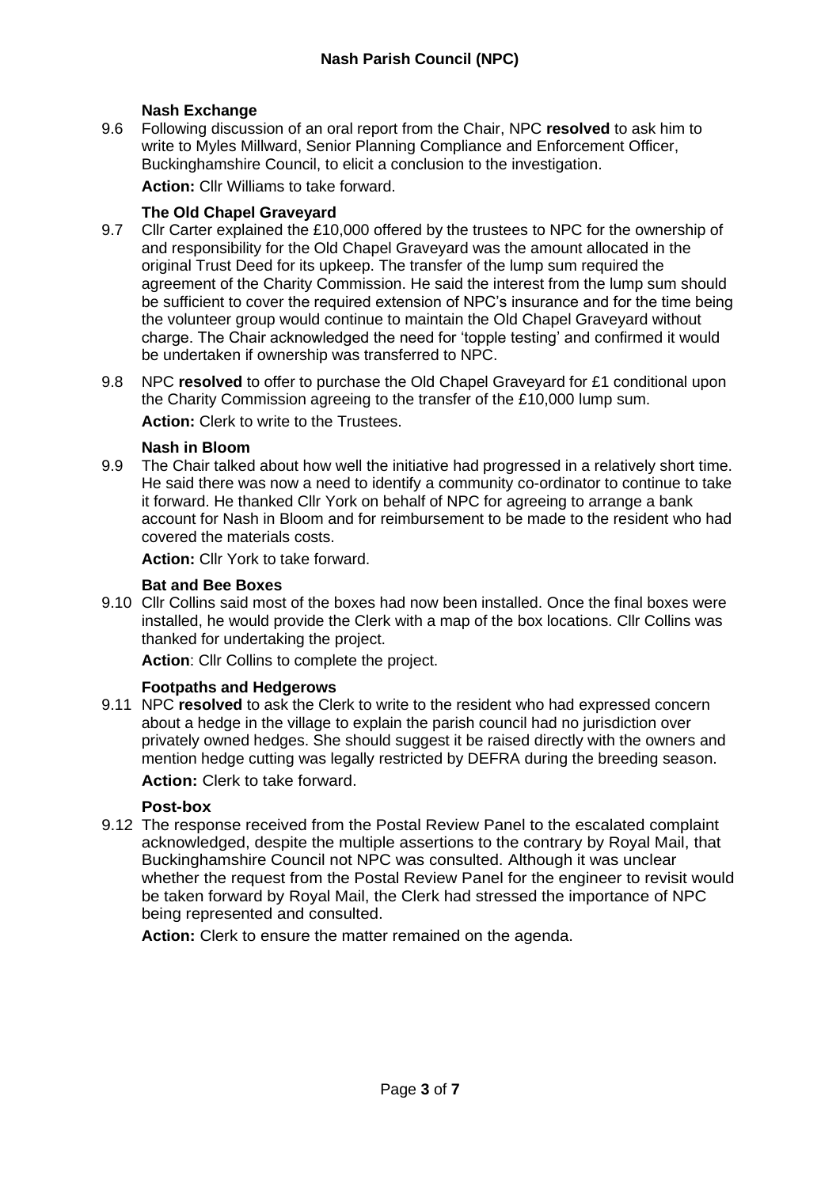**Nash Exchange**

9.6 Following discussion of an oral report from the Chair, NPC **resolved** to ask him to write to Myles Millward, Senior Planning Compliance and Enforcement Officer, Buckinghamshire Council, to elicit a conclusion to the investigation.

**Action:** Cllr Williams to take forward.

**The Old Chapel Graveyard**

9.7 Cllr Carter explained the £10,000 offered by the trustees to NPC for the ownership of and responsibility for the Old Chapel Graveyard was the amount allocated in the original Trust Deed for its upkeep. The transfer of the lump sum required the agreement of the Charity Commission. He said the interest from the lump sum should be sufficient to cover the required extension of NPC's insurance and for the time being the volunteer group would continue to maintain the Old Chapel Graveyard without charge. The Chair acknowledged the need for 'topple testing' and confirmed it would be undertaken if ownership was transferred to NPC.

9.8 NPC **resolved** to offer to purchase the Old Chapel Graveyard for £1 conditional upon the Charity Commission agreeing to the transfer of the £10,000 lump sum.

**Action:** Clerk to write to the Trustees.

**Nash in Bloom**

9.9 The Chair talked about how well the initiative had progressed in a relatively short time. He said there was now a need to identify a community co-ordinator to continue to take it forward. He thanked Cllr York on behalf of NPC for agreeing to arrange a bank account for Nash in Bloom and for reimbursement to be made to the resident who had covered the materials costs.

**Action:** Cllr York to take forward.

**Bat and Bee Boxes**

9.10 Cllr Collins said most of the boxes had now been installed. Once the final boxes were installed, he would provide the Clerk with a map of the box locations. Cllr Collins was thanked for undertaking the project.

**Action**: Cllr Collins to complete the project.

**Footpaths and Hedgerows**

9.11 NPC **resolved** to ask the Clerk to write to the resident who had expressed concern about a hedge in the village to explain the parish council had no jurisdiction over privately owned hedges. She should suggest it be raised directly with the owners and mention hedge cutting was legally restricted by DEFRA during the breeding season.

**Action:** Clerk to take forward.

**Post-box**

9.12 The response received from the Postal Review Panel to the escalated complaint acknowledged, despite the multiple assertions to the contrary by Royal Mail, that Buckinghamshire Council not NPC was consulted. Although it was unclear whether the request from the Postal Review Panel for the engineer to revisit would be taken forward by Royal Mail, the Clerk had stressed the importance of NPC being represented and consulted.

**Action:** Clerk to ensure the matter remained on the agenda.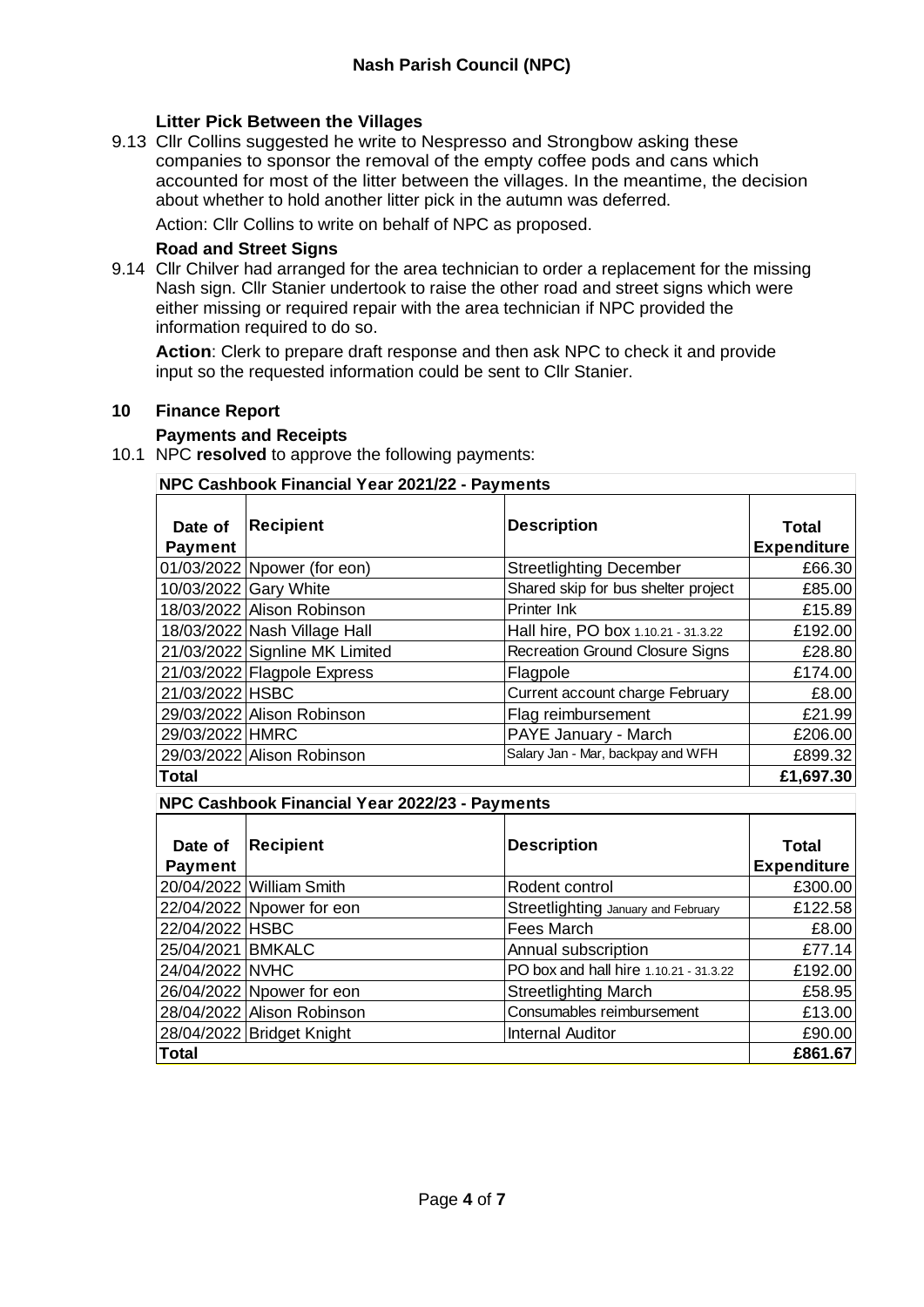### Litter Pick Between the Villages

9.13 Cllr Collins suggested he write to Nespresso and Strongbow asking these companies to sponsor the removal of the empty coffee pods and cans which accounted for most of the litter between the villages. In the meantime, the decision about whether to hold another litter pick in the autumn was deferred.

Action: Cllr Collins to write on behalf of NPC as proposed.

### Road and Street Signs

9.14 Cllr Chilver had arranged for the area technician to order a replacement for the missing Nash sign. Cllr Stanier undertook to raise the other road and street signs which were either missing or required repair with the area technician if NPC provided the information required to do so.

**Action**: Clerk to prepare draft response and then ask NPC to check it and provide input so the requested information could be sent to Cllr Stanier.

## 10 Finance Report

### Payments and Receipts

10.1 NPC **resolved** to approve the following payments:

**NPC Cashbook Financial Year 2021/22 - Payments**

| Date of Payment | Recipient | Description | Total Expenditure |
|---|---|---|---|
| 01/03/2022 | Npower (for eon) | Streetlighting December | £66.30 |
| 10/03/2022 | Gary White | Shared skip for bus shelter project | £85.00 |
| 18/03/2022 | Alison Robinson | Printer Ink | £15.89 |
| 18/03/2022 | Nash Village Hall | Hall hire, PO box 1.10.21 - 31.3.22 | £192.00 |
| 21/03/2022 | Signline MK Limited | Recreation Ground Closure Signs | £28.80 |
| 21/03/2022 | Flagpole Express | Flagpole | £174.00 |
| 21/03/2022 | HSBC | Current account charge February | £8.00 |
| 29/03/2022 | Alison Robinson | Flag reimbursement | £21.99 |
| 29/03/2022 | HMRC | PAYE January - March | £206.00 |
| 29/03/2022 | Alison Robinson | Salary Jan - Mar, backpay and WFH | £899.32 |
| **Total** | | | **£1,697.30** |

**NPC Cashbook Financial Year 2022/23 - Payments**

| Date of Payment | Recipient | Description | Total Expenditure |
|---|---|---|---|
| 20/04/2022 | William Smith | Rodent control | £300.00 |
| 22/04/2022 | Npower for eon | Streetlighting January and February | £122.58 |
| 22/04/2022 | HSBC | Fees March | £8.00 |
| 25/04/2021 | BMKALC | Annual subscription | £77.14 |
| 24/04/2022 | NVHC | PO box and hall hire 1.10.21 - 31.3.22 | £192.00 |
| 26/04/2022 | Npower for eon | Streetlighting March | £58.95 |
| 28/04/2022 | Alison Robinson | Consumables reimbursement | £13.00 |
| 28/04/2022 | Bridget Knight | Internal Auditor | £90.00 |
| **Total** | | | **£861.67** |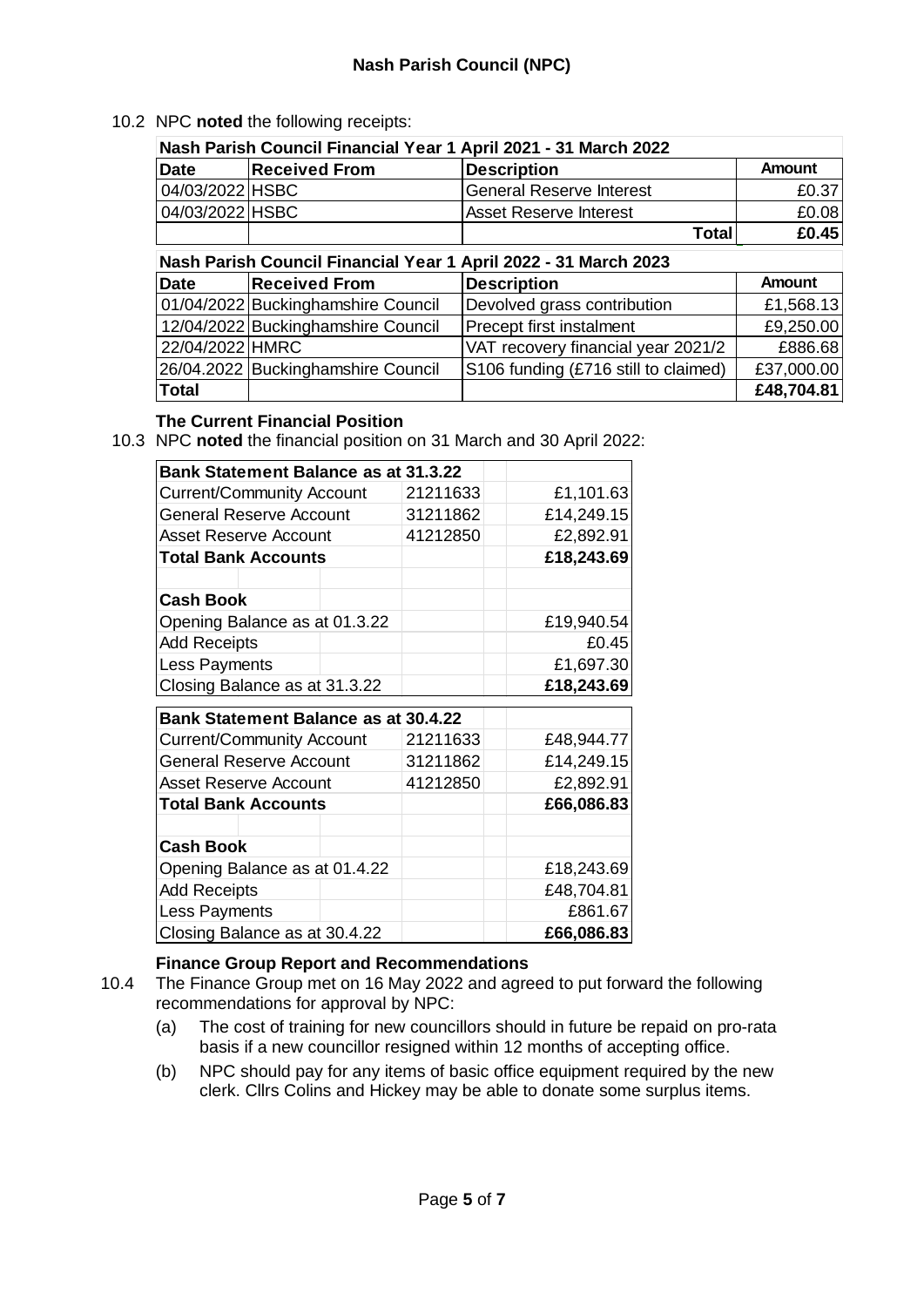## Nash Parish Council (NPC)

10.2 NPC **noted** the following receipts:

| Nash Parish Council Financial Year 1 April 2021 - 31 March 2022 | | | |
|---|---|---|---|
| **Date** | **Received From** | **Description** | **Amount** |
| 04/03/2022 | HSBC | General Reserve Interest | £0.37 |
| 04/03/2022 | HSBC | Asset Reserve Interest | £0.08 |
| | | **Total** | **£0.45** |

| Nash Parish Council Financial Year 1 April 2022 - 31 March 2023 | | | |
|---|---|---|---|
| **Date** | **Received From** | **Description** | **Amount** |
| 01/04/2022 | Buckinghamshire Council | Devolved grass contribution | £1,568.13 |
| 12/04/2022 | Buckinghamshire Council | Precept first instalment | £9,250.00 |
| 22/04/2022 | HMRC | VAT recovery financial year 2021/2 | £886.68 |
| 26/04.2022 | Buckinghamshire Council | S106 funding (£716 still to claimed) | £37,000.00 |
| **Total** | | | **£48,704.81** |

**The Current Financial Position**

10.3 NPC **noted** the financial position on 31 March and 30 April 2022:

| Bank Statement Balance as at 31.3.22 | | |
|---|---|---|
| Current/Community Account | 21211633 | £1,101.63 |
| General Reserve Account | 31211862 | £14,249.15 |
| Asset Reserve Account | 41212850 | £2,892.91 |
| **Total Bank Accounts** | | **£18,243.69** |
| | | |
| **Cash Book** | | |
| Opening Balance as at 01.3.22 | | £19,940.54 |
| Add Receipts | | £0.45 |
| Less Payments | | £1,697.30 |
| Closing Balance as at 31.3.22 | | **£18,243.69** |

| Bank Statement Balance as at 30.4.22 | | |
|---|---|---|
| Current/Community Account | 21211633 | £48,944.77 |
| General Reserve Account | 31211862 | £14,249.15 |
| Asset Reserve Account | 41212850 | £2,892.91 |
| **Total Bank Accounts** | | **£66,086.83** |
| | | |
| **Cash Book** | | |
| Opening Balance as at 01.4.22 | | £18,243.69 |
| Add Receipts | | £48,704.81 |
| Less Payments | | £861.67 |
| Closing Balance as at 30.4.22 | | **£66,086.83** |

**Finance Group Report and Recommendations**

10.4 The Finance Group met on 16 May 2022 and agreed to put forward the following recommendations for approval by NPC:

(a) The cost of training for new councillors should in future be repaid on pro-rata basis if a new councillor resigned within 12 months of accepting office.

(b) NPC should pay for any items of basic office equipment required by the new clerk. Cllrs Colins and Hickey may be able to donate some surplus items.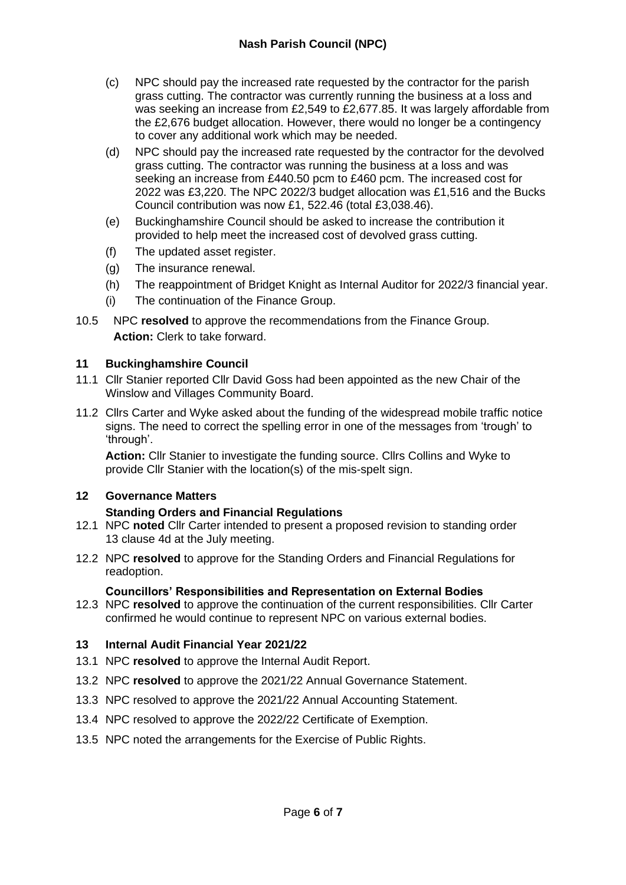(c) NPC should pay the increased rate requested by the contractor for the parish grass cutting. The contractor was currently running the business at a loss and was seeking an increase from £2,549 to £2,677.85. It was largely affordable from the £2,676 budget allocation. However, there would no longer be a contingency to cover any additional work which may be needed.

(d) NPC should pay the increased rate requested by the contractor for the devolved grass cutting. The contractor was running the business at a loss and was seeking an increase from £440.50 pcm to £460 pcm. The increased cost for 2022 was £3,220. The NPC 2022/3 budget allocation was £1,516 and the Bucks Council contribution was now £1, 522.46 (total £3,038.46).

(e) Buckinghamshire Council should be asked to increase the contribution it provided to help meet the increased cost of devolved grass cutting.

(f) The updated asset register.

(g) The insurance renewal.

(h) The reappointment of Bridget Knight as Internal Auditor for 2022/3 financial year.

(i) The continuation of the Finance Group.

10.5 NPC **resolved** to approve the recommendations from the Finance Group.
**Action:** Clerk to take forward.

## 11 Buckinghamshire Council

11.1 Cllr Stanier reported Cllr David Goss had been appointed as the new Chair of the Winslow and Villages Community Board.

11.2 Cllrs Carter and Wyke asked about the funding of the widespread mobile traffic notice signs. The need to correct the spelling error in one of the messages from 'trough' to 'through'.

**Action:** Cllr Stanier to investigate the funding source. Cllrs Collins and Wyke to provide Cllr Stanier with the location(s) of the mis-spelt sign.

## 12 Governance Matters

### Standing Orders and Financial Regulations

12.1 NPC **noted** Cllr Carter intended to present a proposed revision to standing order 13 clause 4d at the July meeting.

12.2 NPC **resolved** to approve for the Standing Orders and Financial Regulations for readoption.

### Councillors' Responsibilities and Representation on External Bodies

12.3 NPC **resolved** to approve the continuation of the current responsibilities. Cllr Carter confirmed he would continue to represent NPC on various external bodies.

## 13 Internal Audit Financial Year 2021/22

13.1 NPC **resolved** to approve the Internal Audit Report.

13.2 NPC **resolved** to approve the 2021/22 Annual Governance Statement.

13.3 NPC resolved to approve the 2021/22 Annual Accounting Statement.

13.4 NPC resolved to approve the 2022/22 Certificate of Exemption.

13.5 NPC noted the arrangements for the Exercise of Public Rights.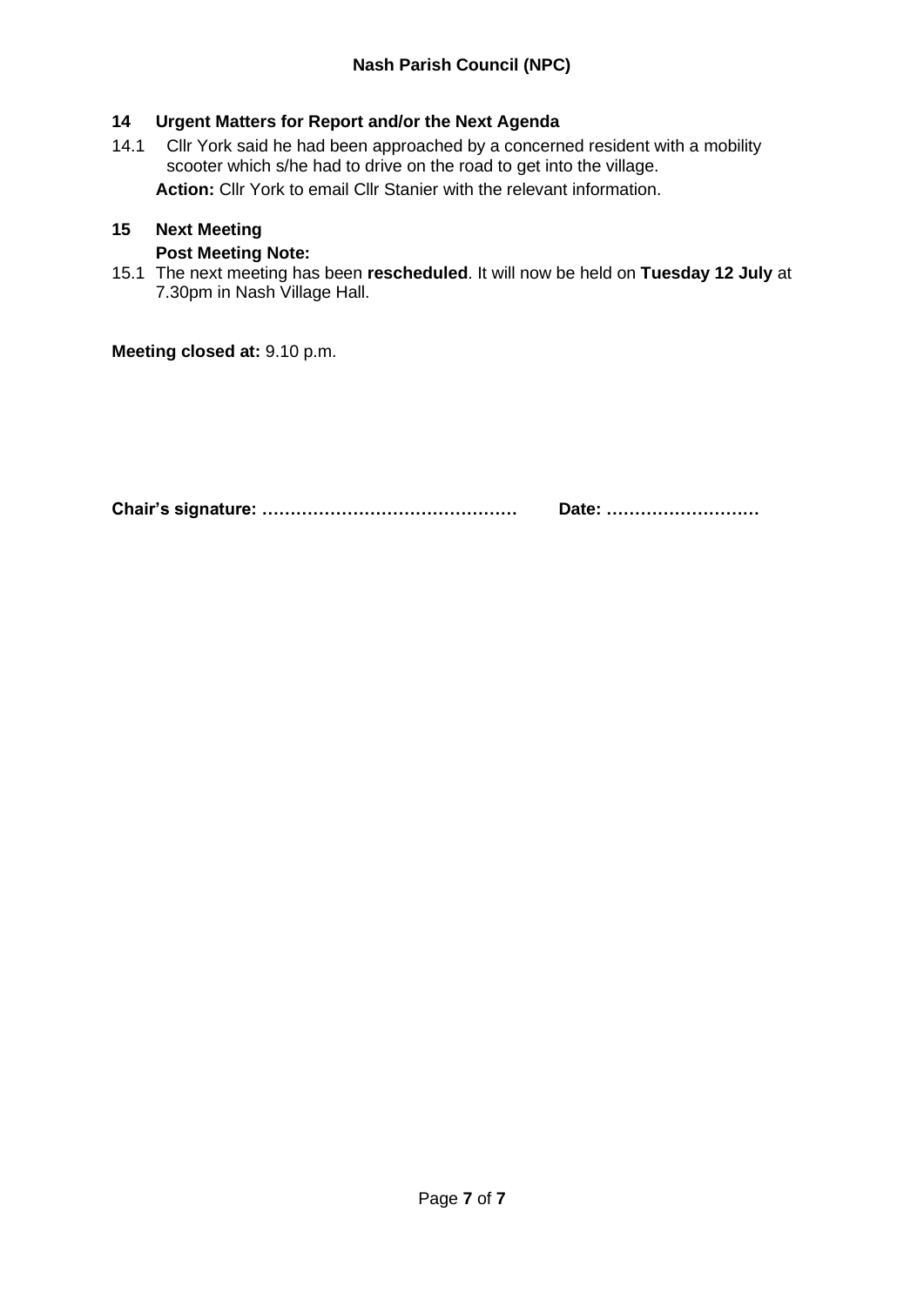## 14 Urgent Matters for Report and/or the Next Agenda

14.1 Cllr York said he had been approached by a concerned resident with a mobility scooter which s/he had to drive on the road to get into the village.

**Action:** Cllr York to email Cllr Stanier with the relevant information.

## 15 Next Meeting

**Post Meeting Note:**

15.1 The next meeting has been **rescheduled**. It will now be held on **Tuesday 12 July** at 7.30pm in Nash Village Hall.

**Meeting closed at:** 9.10 p.m.

**Chair's signature: ………………………………………   Date: ………………………**